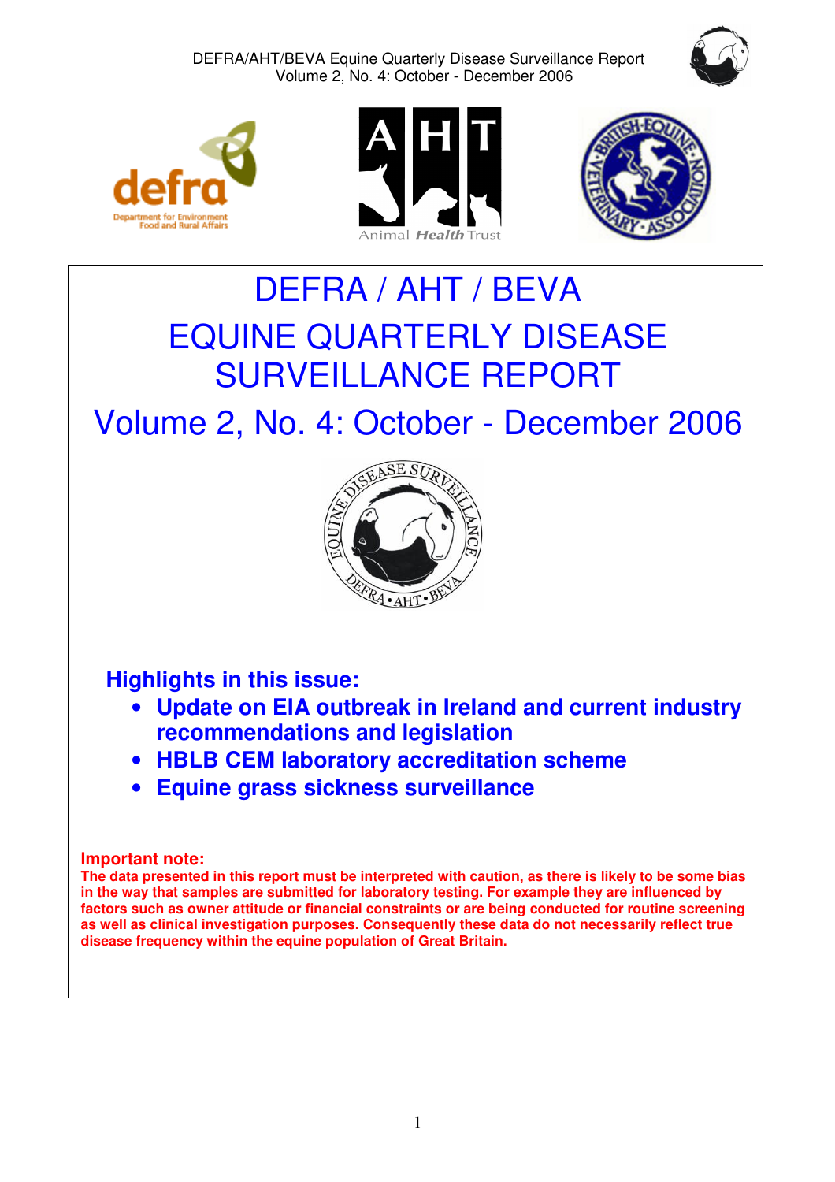# DEFRA / AHT / BEVA

# EQUINE QUARTERLY DISEASE SURVEILLANCE REPORT

## Volume 2, No. 4: October - December 2006

### Highlights in this issue:

- **Update on EIA outbreak in Ireland and current industry recommendations and legislation**
- **HBLB CEM laboratory accreditation scheme**
- **Equine grass sickness surveillance**

**Important note:**

**The data presented in this report must be interpreted with caution, as there is likely to be some bias in the way that samples are submitted for laboratory testing. For example they are influenced by factors such as owner attitude or financial constraints or are being conducted for routine screening as well as clinical investigation purposes. Consequently these data do not necessarily reflect true disease frequency within the equine population of Great Britain.**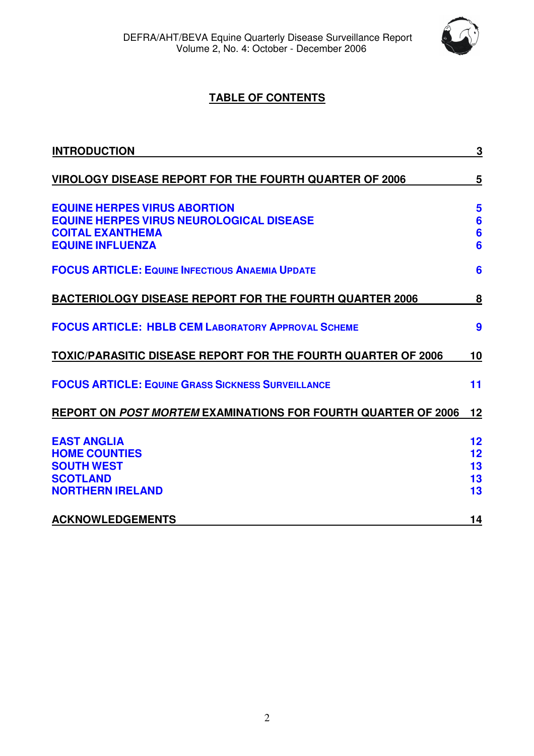# TABLE OF CONTENTS

**INTRODUCTION** 3

**VIROLOGY DISEASE REPORT FOR THE FOURTH QUARTER OF 2006** 5

- **EQUINE HERPES VIRUS ABORTION** 5
- **EQUINE HERPES VIRUS NEUROLOGICAL DISEASE** 6
- **COITAL EXANTHEMA** 6
- **EQUINE INFLUENZA** 6

**FOCUS ARTICLE: EQUINE INFECTIOUS ANAEMIA UPDATE** 6

**BACTERIOLOGY DISEASE REPORT FOR THE FOURTH QUARTER 2006** 8

**FOCUS ARTICLE: HBLB CEM LABORATORY APPROVAL SCHEME** 9

**TOXIC/PARASITIC DISEASE REPORT FOR THE FOURTH QUARTER OF 2006** 10

**FOCUS ARTICLE: EQUINE GRASS SICKNESS SURVEILLANCE** 11

**REPORT ON *POST MORTEM* EXAMINATIONS FOR FOURTH QUARTER OF 2006** 12

- **EAST ANGLIA** 12
- **HOME COUNTIES** 12
- **SOUTH WEST** 13
- **SCOTLAND** 13
- **NORTHERN IRELAND** 13

**ACKNOWLEDGEMENTS** 14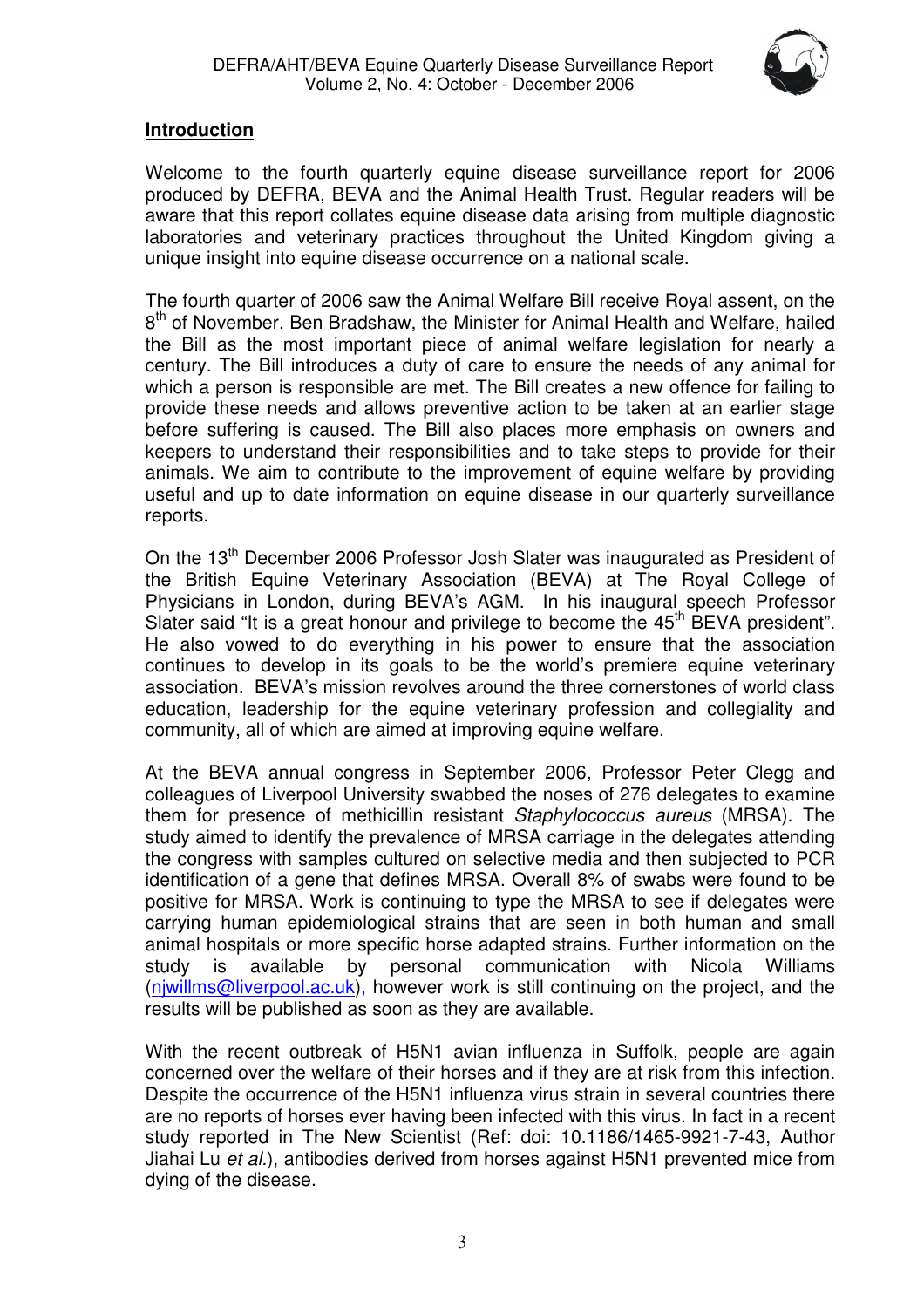## Introduction

Welcome to the fourth quarterly equine disease surveillance report for 2006 produced by DEFRA, BEVA and the Animal Health Trust. Regular readers will be aware that this report collates equine disease data arising from multiple diagnostic laboratories and veterinary practices throughout the United Kingdom giving a unique insight into equine disease occurrence on a national scale.

The fourth quarter of 2006 saw the Animal Welfare Bill receive Royal assent, on the 8th of November. Ben Bradshaw, the Minister for Animal Health and Welfare, hailed the Bill as the most important piece of animal welfare legislation for nearly a century. The Bill introduces a duty of care to ensure the needs of any animal for which a person is responsible are met. The Bill creates a new offence for failing to provide these needs and allows preventive action to be taken at an earlier stage before suffering is caused. The Bill also places more emphasis on owners and keepers to understand their responsibilities and to take steps to provide for their animals. We aim to contribute to the improvement of equine welfare by providing useful and up to date information on equine disease in our quarterly surveillance reports.

On the 13th December 2006 Professor Josh Slater was inaugurated as President of the British Equine Veterinary Association (BEVA) at The Royal College of Physicians in London, during BEVA's AGM. In his inaugural speech Professor Slater said "It is a great honour and privilege to become the 45th BEVA president". He also vowed to do everything in his power to ensure that the association continues to develop in its goals to be the world's premiere equine veterinary association. BEVA's mission revolves around the three cornerstones of world class education, leadership for the equine veterinary profession and collegiality and community, all of which are aimed at improving equine welfare.

At the BEVA annual congress in September 2006, Professor Peter Clegg and colleagues of Liverpool University swabbed the noses of 276 delegates to examine them for presence of methicillin resistant *Staphylococcus aureus* (MRSA). The study aimed to identify the prevalence of MRSA carriage in the delegates attending the congress with samples cultured on selective media and then subjected to PCR identification of a gene that defines MRSA. Overall 8% of swabs were found to be positive for MRSA. Work is continuing to type the MRSA to see if delegates were carrying human epidemiological strains that are seen in both human and small animal hospitals or more specific horse adapted strains. Further information on the study is available by personal communication with Nicola Williams (njwillms@liverpool.ac.uk), however work is still continuing on the project, and the results will be published as soon as they are available.

With the recent outbreak of H5N1 avian influenza in Suffolk, people are again concerned over the welfare of their horses and if they are at risk from this infection. Despite the occurrence of the H5N1 influenza virus strain in several countries there are no reports of horses ever having been infected with this virus. In fact in a recent study reported in The New Scientist (Ref: doi: 10.1186/1465-9921-7-43, Author Jiahai Lu *et al.*), antibodies derived from horses against H5N1 prevented mice from dying of the disease.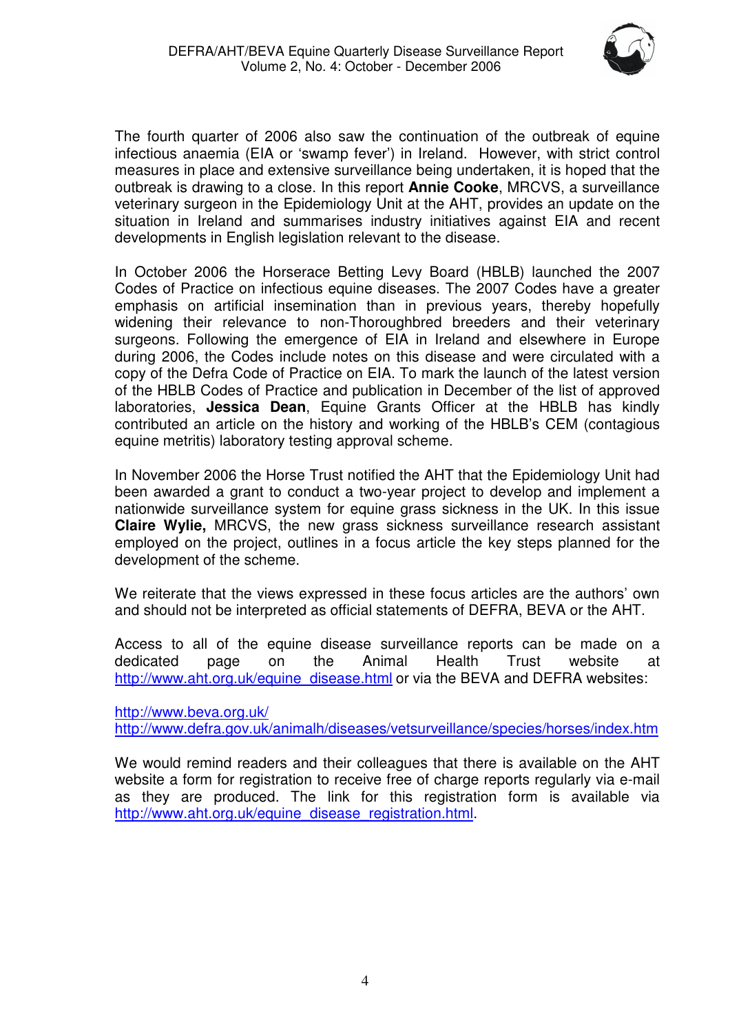The fourth quarter of 2006 also saw the continuation of the outbreak of equine infectious anaemia (EIA or 'swamp fever') in Ireland. However, with strict control measures in place and extensive surveillance being undertaken, it is hoped that the outbreak is drawing to a close. In this report **Annie Cooke**, MRCVS, a surveillance veterinary surgeon in the Epidemiology Unit at the AHT, provides an update on the situation in Ireland and summarises industry initiatives against EIA and recent developments in English legislation relevant to the disease.

In October 2006 the Horserace Betting Levy Board (HBLB) launched the 2007 Codes of Practice on infectious equine diseases. The 2007 Codes have a greater emphasis on artificial insemination than in previous years, thereby hopefully widening their relevance to non-Thoroughbred breeders and their veterinary surgeons. Following the emergence of EIA in Ireland and elsewhere in Europe during 2006, the Codes include notes on this disease and were circulated with a copy of the Defra Code of Practice on EIA. To mark the launch of the latest version of the HBLB Codes of Practice and publication in December of the list of approved laboratories, **Jessica Dean**, Equine Grants Officer at the HBLB has kindly contributed an article on the history and working of the HBLB's CEM (contagious equine metritis) laboratory testing approval scheme.

In November 2006 the Horse Trust notified the AHT that the Epidemiology Unit had been awarded a grant to conduct a two-year project to develop and implement a nationwide surveillance system for equine grass sickness in the UK. In this issue **Claire Wylie,** MRCVS, the new grass sickness surveillance research assistant employed on the project, outlines in a focus article the key steps planned for the development of the scheme.

We reiterate that the views expressed in these focus articles are the authors' own and should not be interpreted as official statements of DEFRA, BEVA or the AHT.

Access to all of the equine disease surveillance reports can be made on a dedicated page on the Animal Health Trust website at http://www.aht.org.uk/equine_disease.html or via the BEVA and DEFRA websites:

http://www.beva.org.uk/
http://www.defra.gov.uk/animalh/diseases/vetsurveillance/species/horses/index.htm

We would remind readers and their colleagues that there is available on the AHT website a form for registration to receive free of charge reports regularly via e-mail as they are produced. The link for this registration form is available via http://www.aht.org.uk/equine_disease_registration.html.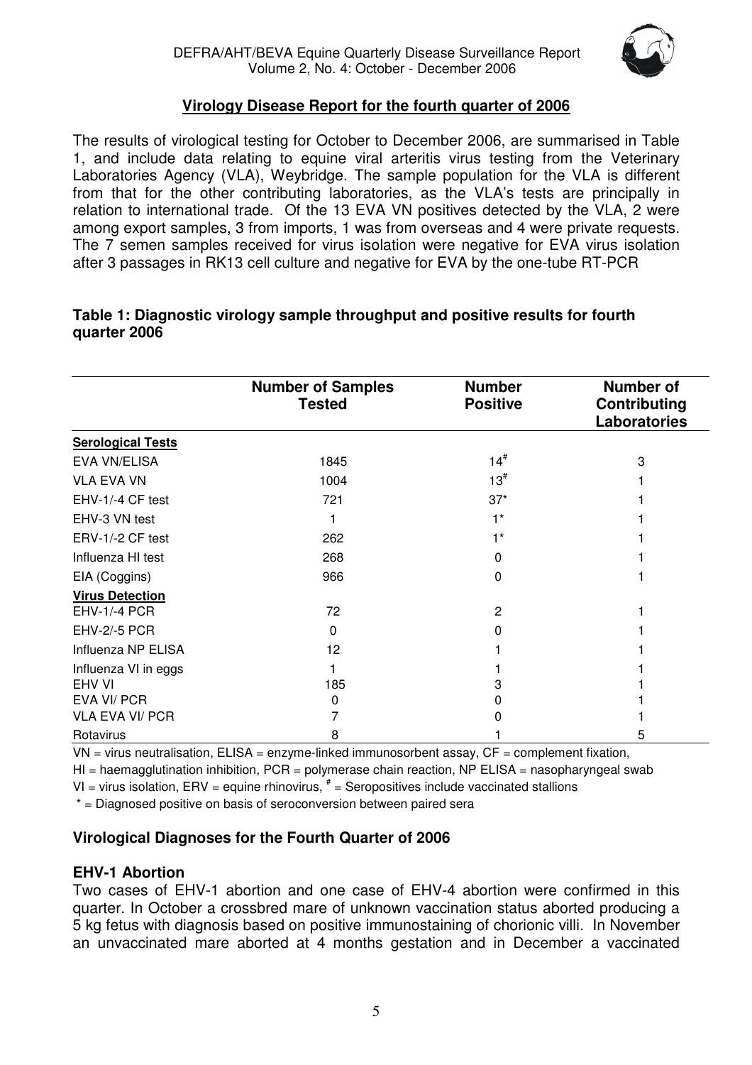## Virology Disease Report for the fourth quarter of 2006

The results of virological testing for October to December 2006, are summarised in Table 1, and include data relating to equine viral arteritis virus testing from the Veterinary Laboratories Agency (VLA), Weybridge. The sample population for the VLA is different from that for the other contributing laboratories, as the VLA's tests are principally in relation to international trade. Of the 13 EVA VN positives detected by the VLA, 2 were among export samples, 3 from imports, 1 was from overseas and 4 were private requests. The 7 semen samples received for virus isolation were negative for EVA virus isolation after 3 passages in RK13 cell culture and negative for EVA by the one-tube RT-PCR

### Table 1: Diagnostic virology sample throughput and positive results for fourth quarter 2006

| | Number of Samples Tested | Number Positive | Number of Contributing Laboratories |
|---|---|---|---|
| **Serological Tests** | | | |
| EVA VN/ELISA | 1845 | 14# | 3 |
| VLA EVA VN | 1004 | 13# | 1 |
| EHV-1/-4 CF test | 721 | 37* | 1 |
| EHV-3 VN test | 1 | 1* | 1 |
| ERV-1/-2 CF test | 262 | 1* | 1 |
| Influenza HI test | 268 | 0 | 1 |
| EIA (Coggins) | 966 | 0 | 1 |
| **Virus Detection** | | | |
| EHV-1/-4 PCR | 72 | 2 | 1 |
| EHV-2/-5 PCR | 0 | 0 | 1 |
| Influenza NP ELISA | 12 | 1 | 1 |
| Influenza VI in eggs | 1 | 1 | 1 |
| EHV VI | 185 | 3 | 1 |
| EVA VI/ PCR | 0 | 0 | 1 |
| VLA EVA VI/ PCR | 7 | 0 | 1 |
| Rotavirus | 8 | 1 | 5 |

VN = virus neutralisation, ELISA = enzyme-linked immunosorbent assay, CF = complement fixation, HI = haemagglutination inhibition, PCR = polymerase chain reaction, NP ELISA = nasopharyngeal swab VI = virus isolation, ERV = equine rhinovirus, # = Seropositives include vaccinated stallions

\* = Diagnosed positive on basis of seroconversion between paired sera

### Virological Diagnoses for the Fourth Quarter of 2006

#### EHV-1 Abortion

Two cases of EHV-1 abortion and one case of EHV-4 abortion were confirmed in this quarter. In October a crossbred mare of unknown vaccination status aborted producing a 5 kg fetus with diagnosis based on positive immunostaining of chorionic villi. In November an unvaccinated mare aborted at 4 months gestation and in December a vaccinated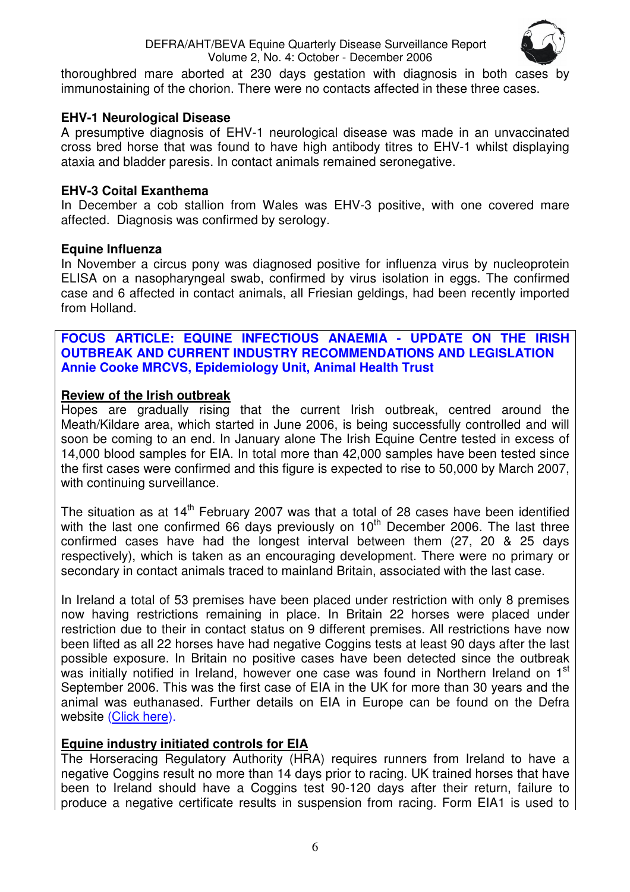thoroughbred mare aborted at 230 days gestation with diagnosis in both cases by immunostaining of the chorion. There were no contacts affected in these three cases.

**EHV-1 Neurological Disease**

A presumptive diagnosis of EHV-1 neurological disease was made in an unvaccinated cross bred horse that was found to have high antibody titres to EHV-1 whilst displaying ataxia and bladder paresis. In contact animals remained seronegative.

**EHV-3 Coital Exanthema**

In December a cob stallion from Wales was EHV-3 positive, with one covered mare affected. Diagnosis was confirmed by serology.

**Equine Influenza**

In November a circus pony was diagnosed positive for influenza virus by nucleoprotein ELISA on a nasopharyngeal swab, confirmed by virus isolation in eggs. The confirmed case and 6 affected in contact animals, all Friesian geldings, had been recently imported from Holland.

## FOCUS ARTICLE: EQUINE INFECTIOUS ANAEMIA - UPDATE ON THE IRISH OUTBREAK AND CURRENT INDUSTRY RECOMMENDATIONS AND LEGISLATION

**Annie Cooke MRCVS, Epidemiology Unit, Animal Health Trust**

### Review of the Irish outbreak

Hopes are gradually rising that the current Irish outbreak, centred around the Meath/Kildare area, which started in June 2006, is being successfully controlled and will soon be coming to an end. In January alone The Irish Equine Centre tested in excess of 14,000 blood samples for EIA. In total more than 42,000 samples have been tested since the first cases were confirmed and this figure is expected to rise to 50,000 by March 2007, with continuing surveillance.

The situation as at 14th February 2007 was that a total of 28 cases have been identified with the last one confirmed 66 days previously on 10th December 2006. The last three confirmed cases have had the longest interval between them (27, 20 & 25 days respectively), which is taken as an encouraging development. There were no primary or secondary in contact animals traced to mainland Britain, associated with the last case.

In Ireland a total of 53 premises have been placed under restriction with only 8 premises now having restrictions remaining in place. In Britain 22 horses were placed under restriction due to their in contact status on 9 different premises. All restrictions have now been lifted as all 22 horses have had negative Coggins tests at least 90 days after the last possible exposure. In Britain no positive cases have been detected since the outbreak was initially notified in Ireland, however one case was found in Northern Ireland on 1st September 2006. This was the first case of EIA in the UK for more than 30 years and the animal was euthanased. Further details on EIA in Europe can be found on the Defra website (Click here).

### Equine industry initiated controls for EIA

The Horseracing Regulatory Authority (HRA) requires runners from Ireland to have a negative Coggins result no more than 14 days prior to racing. UK trained horses that have been to Ireland should have a Coggins test 90-120 days after their return, failure to produce a negative certificate results in suspension from racing. Form EIA1 is used to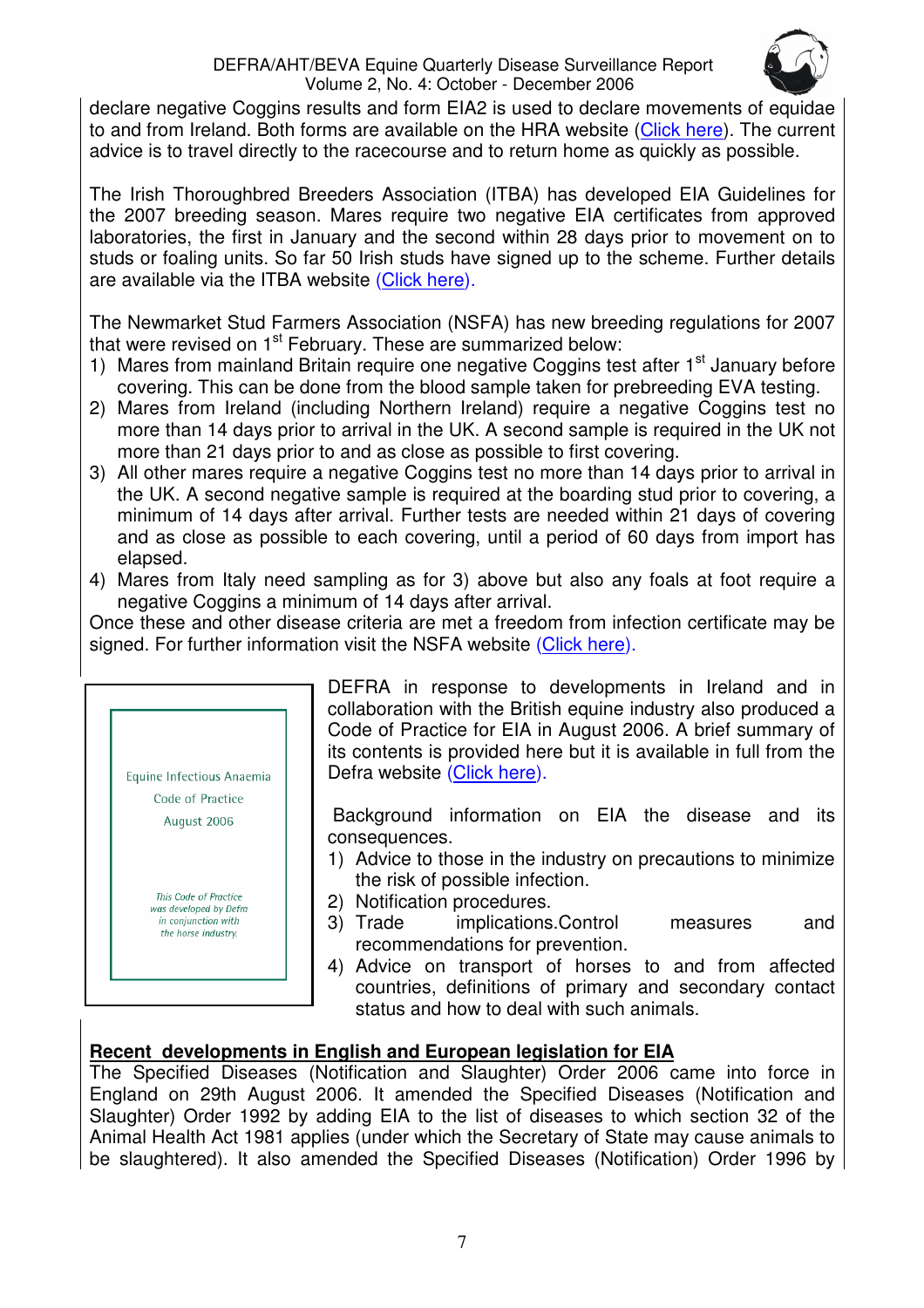declare negative Coggins results and form EIA2 is used to declare movements of equidae to and from Ireland. Both forms are available on the HRA website (Click here). The current advice is to travel directly to the racecourse and to return home as quickly as possible.

The Irish Thoroughbred Breeders Association (ITBA) has developed EIA Guidelines for the 2007 breeding season. Mares require two negative EIA certificates from approved laboratories, the first in January and the second within 28 days prior to movement on to studs or foaling units. So far 50 Irish studs have signed up to the scheme. Further details are available via the ITBA website (Click here).

The Newmarket Stud Farmers Association (NSFA) has new breeding regulations for 2007 that were revised on 1st February. These are summarized below:

1) Mares from mainland Britain require one negative Coggins test after 1st January before covering. This can be done from the blood sample taken for prebreeding EVA testing.
2) Mares from Ireland (including Northern Ireland) require a negative Coggins test no more than 14 days prior to arrival in the UK. A second sample is required in the UK not more than 21 days prior to and as close as possible to first covering.
3) All other mares require a negative Coggins test no more than 14 days prior to arrival in the UK. A second negative sample is required at the boarding stud prior to covering, a minimum of 14 days after arrival. Further tests are needed within 21 days of covering and as close as possible to each covering, until a period of 60 days from import has elapsed.
4) Mares from Italy need sampling as for 3) above but also any foals at foot require a negative Coggins a minimum of 14 days after arrival.

Once these and other disease criteria are met a freedom from infection certificate may be signed. For further information visit the NSFA website (Click here).

Equine Infectious Anaemia
Code of Practice
August 2006

*This Code of Practice was developed by Defra in conjunction with the horse industry.*

DEFRA in response to developments in Ireland and in collaboration with the British equine industry also produced a Code of Practice for EIA in August 2006. A brief summary of its contents is provided here but it is available in full from the Defra website (Click here).

Background information on EIA the disease and its consequences.

1) Advice to those in the industry on precautions to minimize the risk of possible infection.
2) Notification procedures.
3) Trade implications.Control measures and recommendations for prevention.
4) Advice on transport of horses to and from affected countries, definitions of primary and secondary contact status and how to deal with such animals.

**Recent developments in English and European legislation for EIA**

The Specified Diseases (Notification and Slaughter) Order 2006 came into force in England on 29th August 2006. It amended the Specified Diseases (Notification and Slaughter) Order 1992 by adding EIA to the list of diseases to which section 32 of the Animal Health Act 1981 applies (under which the Secretary of State may cause animals to be slaughtered). It also amended the Specified Diseases (Notification) Order 1996 by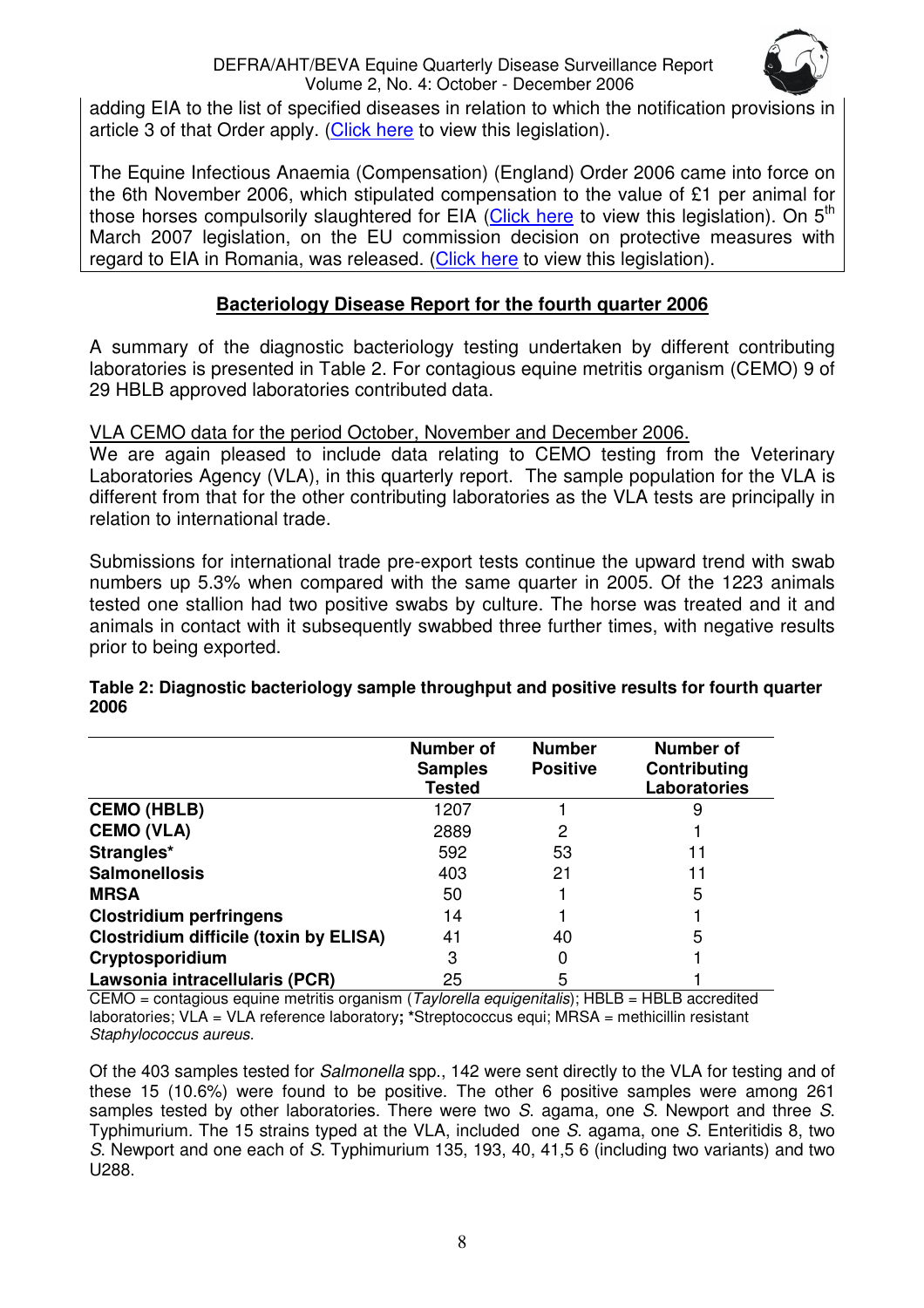adding EIA to the list of specified diseases in relation to which the notification provisions in article 3 of that Order apply. (Click here to view this legislation).

The Equine Infectious Anaemia (Compensation) (England) Order 2006 came into force on the 6th November 2006, which stipulated compensation to the value of £1 per animal for those horses compulsorily slaughtered for EIA (Click here to view this legislation). On 5th March 2007 legislation, on the EU commission decision on protective measures with regard to EIA in Romania, was released. (Click here to view this legislation).

## Bacteriology Disease Report for the fourth quarter 2006

A summary of the diagnostic bacteriology testing undertaken by different contributing laboratories is presented in Table 2. For contagious equine metritis organism (CEMO) 9 of 29 HBLB approved laboratories contributed data.

VLA CEMO data for the period October, November and December 2006.

We are again pleased to include data relating to CEMO testing from the Veterinary Laboratories Agency (VLA), in this quarterly report. The sample population for the VLA is different from that for the other contributing laboratories as the VLA tests are principally in relation to international trade.

Submissions for international trade pre-export tests continue the upward trend with swab numbers up 5.3% when compared with the same quarter in 2005. Of the 1223 animals tested one stallion had two positive swabs by culture. The horse was treated and it and animals in contact with it subsequently swabbed three further times, with negative results prior to being exported.

**Table 2: Diagnostic bacteriology sample throughput and positive results for fourth quarter 2006**

| | Number of Samples Tested | Number Positive | Number of Contributing Laboratories |
|---|---|---|---|
| **CEMO (HBLB)** | 1207 | 1 | 9 |
| **CEMO (VLA)** | 2889 | 2 | 1 |
| **Strangles*** | 592 | 53 | 11 |
| **Salmonellosis** | 403 | 21 | 11 |
| **MRSA** | 50 | 1 | 5 |
| **Clostridium perfringens** | 14 | 1 | 1 |
| **Clostridium difficile (toxin by ELISA)** | 41 | 40 | 5 |
| **Cryptosporidium** | 3 | 0 | 1 |
| **Lawsonia intracellularis (PCR)** | 25 | 5 | 1 |

CEMO = contagious equine metritis organism (*Taylorella equigenitalis*); HBLB = HBLB accredited laboratories; VLA = VLA reference laboratory**;** *Streptococcus equi; MRSA = methicillin resistant *Staphylococcus aureus.*

Of the 403 samples tested for *Salmonella* spp., 142 were sent directly to the VLA for testing and of these 15 (10.6%) were found to be positive. The other 6 positive samples were among 261 samples tested by other laboratories. There were two *S*. agama, one *S*. Newport and three *S*. Typhimurium. The 15 strains typed at the VLA, included one *S*. agama, one *S*. Enteritidis 8, two *S*. Newport and one each of *S*. Typhimurium 135, 193, 40, 41,5 6 (including two variants) and two U288.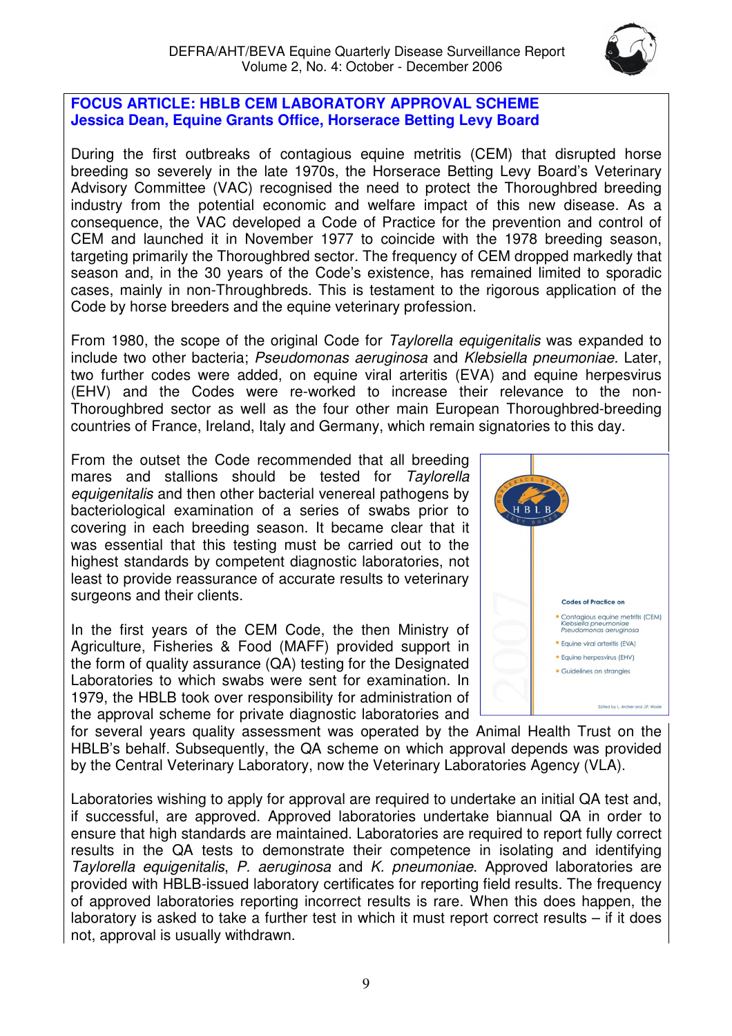**FOCUS ARTICLE: HBLB CEM LABORATORY APPROVAL SCHEME**
**Jessica Dean, Equine Grants Office, Horserace Betting Levy Board**

During the first outbreaks of contagious equine metritis (CEM) that disrupted horse breeding so severely in the late 1970s, the Horserace Betting Levy Board's Veterinary Advisory Committee (VAC) recognised the need to protect the Thoroughbred breeding industry from the potential economic and welfare impact of this new disease. As a consequence, the VAC developed a Code of Practice for the prevention and control of CEM and launched it in November 1977 to coincide with the 1978 breeding season, targeting primarily the Thoroughbred sector. The frequency of CEM dropped markedly that season and, in the 30 years of the Code's existence, has remained limited to sporadic cases, mainly in non-Thoroughbreds. This is testament to the rigorous application of the Code by horse breeders and the equine veterinary profession.

From 1980, the scope of the original Code for *Taylorella equigenitalis* was expanded to include two other bacteria; *Pseudomonas aeruginosa* and *Klebsiella pneumoniae.* Later, two further codes were added, on equine viral arteritis (EVA) and equine herpesvirus (EHV) and the Codes were re-worked to increase their relevance to the non-Thoroughbred sector as well as the four other main European Thoroughbred-breeding countries of France, Ireland, Italy and Germany, which remain signatories to this day.

From the outset the Code recommended that all breeding mares and stallions should be tested for *Taylorella equigenitalis* and then other bacterial venereal pathogens by bacteriological examination of a series of swabs prior to covering in each breeding season. It became clear that it was essential that this testing must be carried out to the highest standards by competent diagnostic laboratories, not least to provide reassurance of accurate results to veterinary surgeons and their clients.

In the first years of the CEM Code, the then Ministry of Agriculture, Fisheries & Food (MAFF) provided support in the form of quality assurance (QA) testing for the Designated Laboratories to which swabs were sent for examination. In 1979, the HBLB took over responsibility for administration of the approval scheme for private diagnostic laboratories and for several years quality assessment was operated by the Animal Health Trust on the HBLB's behalf. Subsequently, the QA scheme on which approval depends was provided by the Central Veterinary Laboratory, now the Veterinary Laboratories Agency (VLA).

Laboratories wishing to apply for approval are required to undertake an initial QA test and, if successful, are approved. Approved laboratories undertake biannual QA in order to ensure that high standards are maintained. Laboratories are required to report fully correct results in the QA tests to demonstrate their competence in isolating and identifying *Taylorella equigenitalis*, *P. aeruginosa* and *K. pneumoniae*. Approved laboratories are provided with HBLB-issued laboratory certificates for reporting field results. The frequency of approved laboratories reporting incorrect results is rare. When this does happen, the laboratory is asked to take a further test in which it must report correct results – if it does not, approval is usually withdrawn.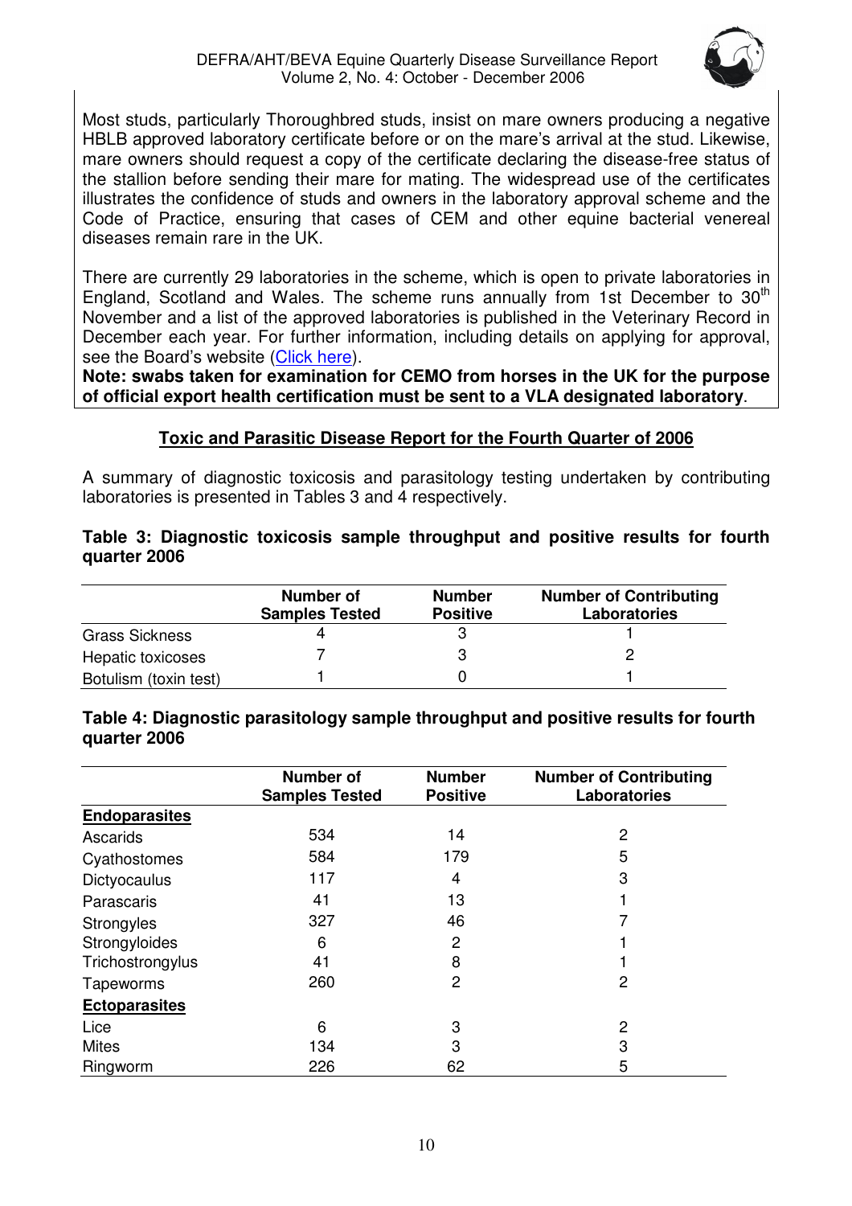Most studs, particularly Thoroughbred studs, insist on mare owners producing a negative HBLB approved laboratory certificate before or on the mare's arrival at the stud. Likewise, mare owners should request a copy of the certificate declaring the disease-free status of the stallion before sending their mare for mating. The widespread use of the certificates illustrates the confidence of studs and owners in the laboratory approval scheme and the Code of Practice, ensuring that cases of CEM and other equine bacterial venereal diseases remain rare in the UK.

There are currently 29 laboratories in the scheme, which is open to private laboratories in England, Scotland and Wales. The scheme runs annually from 1st December to 30th November and a list of the approved laboratories is published in the Veterinary Record in December each year. For further information, including details on applying for approval, see the Board's website (Click here).

**Note: swabs taken for examination for CEMO from horses in the UK for the purpose of official export health certification must be sent to a VLA designated laboratory**.

## Toxic and Parasitic Disease Report for the Fourth Quarter of 2006

A summary of diagnostic toxicosis and parasitology testing undertaken by contributing laboratories is presented in Tables 3 and 4 respectively.

**Table 3: Diagnostic toxicosis sample throughput and positive results for fourth quarter 2006**

| | Number of Samples Tested | Number Positive | Number of Contributing Laboratories |
|---|---|---|---|
| Grass Sickness | 4 | 3 | 1 |
| Hepatic toxicoses | 7 | 3 | 2 |
| Botulism (toxin test) | 1 | 0 | 1 |

**Table 4: Diagnostic parasitology sample throughput and positive results for fourth quarter 2006**

| | Number of Samples Tested | Number Positive | Number of Contributing Laboratories |
|---|---|---|---|
| **Endoparasites** | | | |
| Ascarids | 534 | 14 | 2 |
| Cyathostomes | 584 | 179 | 5 |
| Dictyocaulus | 117 | 4 | 3 |
| Parascaris | 41 | 13 | 1 |
| Strongyles | 327 | 46 | 7 |
| Strongyloides | 6 | 2 | 1 |
| Trichostrongylus | 41 | 8 | 1 |
| Tapeworms | 260 | 2 | 2 |
| **Ectoparasites** | | | |
| Lice | 6 | 3 | 2 |
| Mites | 134 | 3 | 3 |
| Ringworm | 226 | 62 | 5 |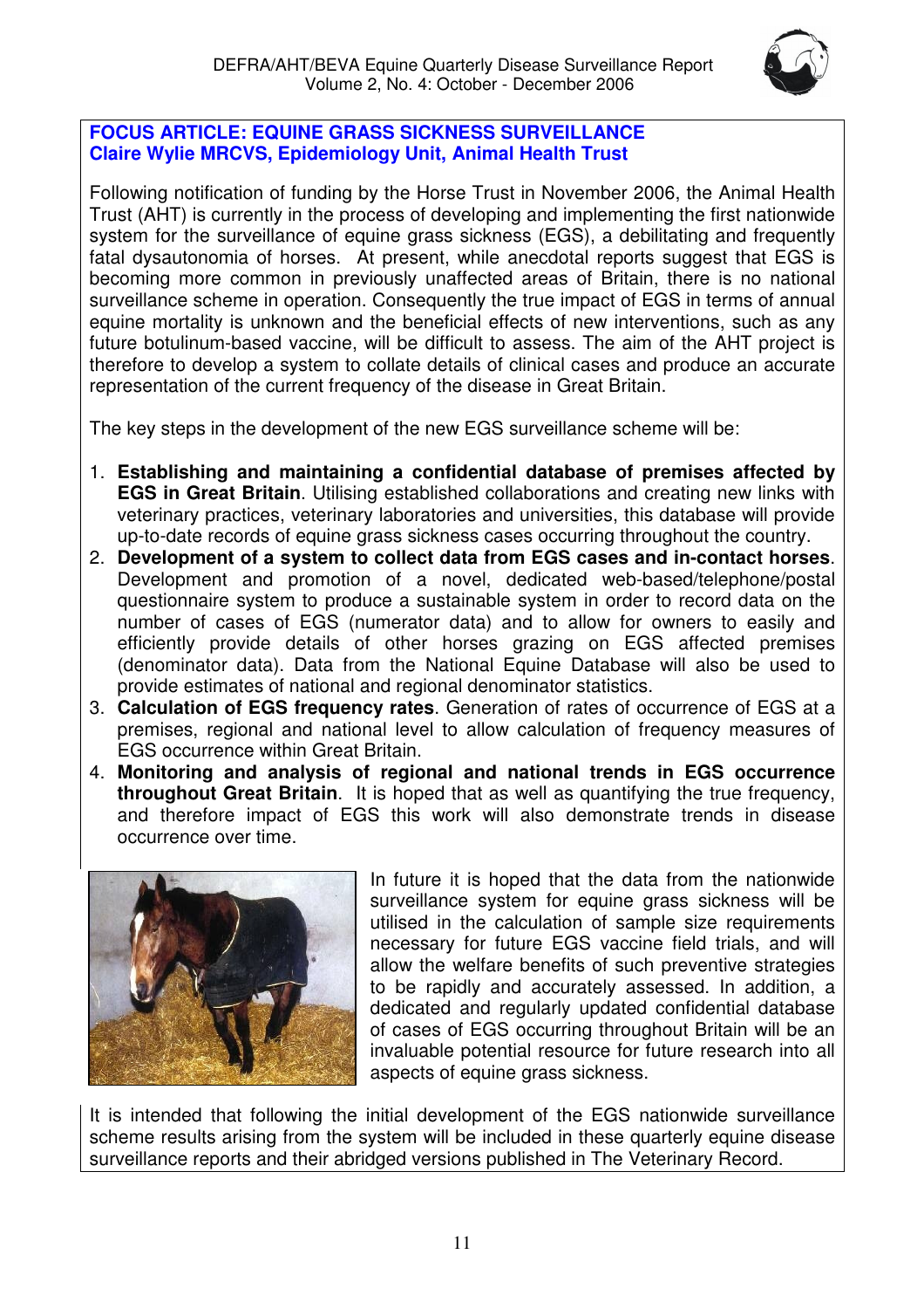## FOCUS ARTICLE: EQUINE GRASS SICKNESS SURVEILLANCE
### Claire Wylie MRCVS, Epidemiology Unit, Animal Health Trust

Following notification of funding by the Horse Trust in November 2006, the Animal Health Trust (AHT) is currently in the process of developing and implementing the first nationwide system for the surveillance of equine grass sickness (EGS), a debilitating and frequently fatal dysautonomia of horses. At present, while anecdotal reports suggest that EGS is becoming more common in previously unaffected areas of Britain, there is no national surveillance scheme in operation. Consequently the true impact of EGS in terms of annual equine mortality is unknown and the beneficial effects of new interventions, such as any future botulinum-based vaccine, will be difficult to assess. The aim of the AHT project is therefore to develop a system to collate details of clinical cases and produce an accurate representation of the current frequency of the disease in Great Britain.

The key steps in the development of the new EGS surveillance scheme will be:

1. **Establishing and maintaining a confidential database of premises affected by EGS in Great Britain**. Utilising established collaborations and creating new links with veterinary practices, veterinary laboratories and universities, this database will provide up-to-date records of equine grass sickness cases occurring throughout the country.
2. **Development of a system to collect data from EGS cases and in-contact horses**. Development and promotion of a novel, dedicated web-based/telephone/postal questionnaire system to produce a sustainable system in order to record data on the number of cases of EGS (numerator data) and to allow for owners to easily and efficiently provide details of other horses grazing on EGS affected premises (denominator data). Data from the National Equine Database will also be used to provide estimates of national and regional denominator statistics.
3. **Calculation of EGS frequency rates**. Generation of rates of occurrence of EGS at a premises, regional and national level to allow calculation of frequency measures of EGS occurrence within Great Britain.
4. **Monitoring and analysis of regional and national trends in EGS occurrence throughout Great Britain**. It is hoped that as well as quantifying the true frequency, and therefore impact of EGS this work will also demonstrate trends in disease occurrence over time.

In future it is hoped that the data from the nationwide surveillance system for equine grass sickness will be utilised in the calculation of sample size requirements necessary for future EGS vaccine field trials, and will allow the welfare benefits of such preventive strategies to be rapidly and accurately assessed. In addition, a dedicated and regularly updated confidential database of cases of EGS occurring throughout Britain will be an invaluable potential resource for future research into all aspects of equine grass sickness.

It is intended that following the initial development of the EGS nationwide surveillance scheme results arising from the system will be included in these quarterly equine disease surveillance reports and their abridged versions published in The Veterinary Record.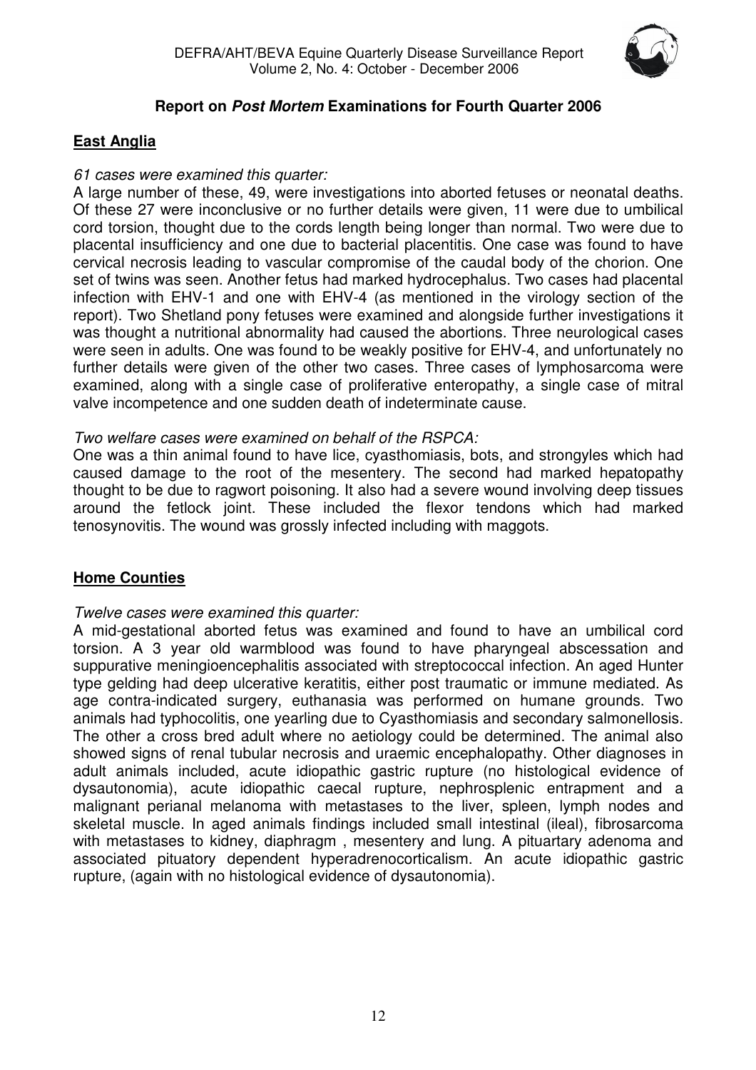## Report on *Post Mortem* Examinations for Fourth Quarter 2006

### East Anglia

*61 cases were examined this quarter:*

A large number of these, 49, were investigations into aborted fetuses or neonatal deaths. Of these 27 were inconclusive or no further details were given, 11 were due to umbilical cord torsion, thought due to the cords length being longer than normal. Two were due to placental insufficiency and one due to bacterial placentitis. One case was found to have cervical necrosis leading to vascular compromise of the caudal body of the chorion. One set of twins was seen. Another fetus had marked hydrocephalus. Two cases had placental infection with EHV-1 and one with EHV-4 (as mentioned in the virology section of the report). Two Shetland pony fetuses were examined and alongside further investigations it was thought a nutritional abnormality had caused the abortions. Three neurological cases were seen in adults. One was found to be weakly positive for EHV-4, and unfortunately no further details were given of the other two cases. Three cases of lymphosarcoma were examined, along with a single case of proliferative enteropathy, a single case of mitral valve incompetence and one sudden death of indeterminate cause.

*Two welfare cases were examined on behalf of the RSPCA:*

One was a thin animal found to have lice, cyasthomiasis, bots, and strongyles which had caused damage to the root of the mesentery. The second had marked hepatopathy thought to be due to ragwort poisoning. It also had a severe wound involving deep tissues around the fetlock joint. These included the flexor tendons which had marked tenosynovitis. The wound was grossly infected including with maggots.

### Home Counties

*Twelve cases were examined this quarter:*

A mid-gestational aborted fetus was examined and found to have an umbilical cord torsion. A 3 year old warmblood was found to have pharyngeal abscessation and suppurative meningioencephalitis associated with streptococcal infection. An aged Hunter type gelding had deep ulcerative keratitis, either post traumatic or immune mediated. As age contra-indicated surgery, euthanasia was performed on humane grounds. Two animals had typhocolitis, one yearling due to Cyasthomiasis and secondary salmonellosis. The other a cross bred adult where no aetiology could be determined. The animal also showed signs of renal tubular necrosis and uraemic encephalopathy. Other diagnoses in adult animals included, acute idiopathic gastric rupture (no histological evidence of dysautonomia), acute idiopathic caecal rupture, nephrosplenic entrapment and a malignant perianal melanoma with metastases to the liver, spleen, lymph nodes and skeletal muscle. In aged animals findings included small intestinal (ileal), fibrosarcoma with metastases to kidney, diaphragm , mesentery and lung. A pituartary adenoma and associated pituatory dependent hyperadrenocorticalism. An acute idiopathic gastric rupture, (again with no histological evidence of dysautonomia).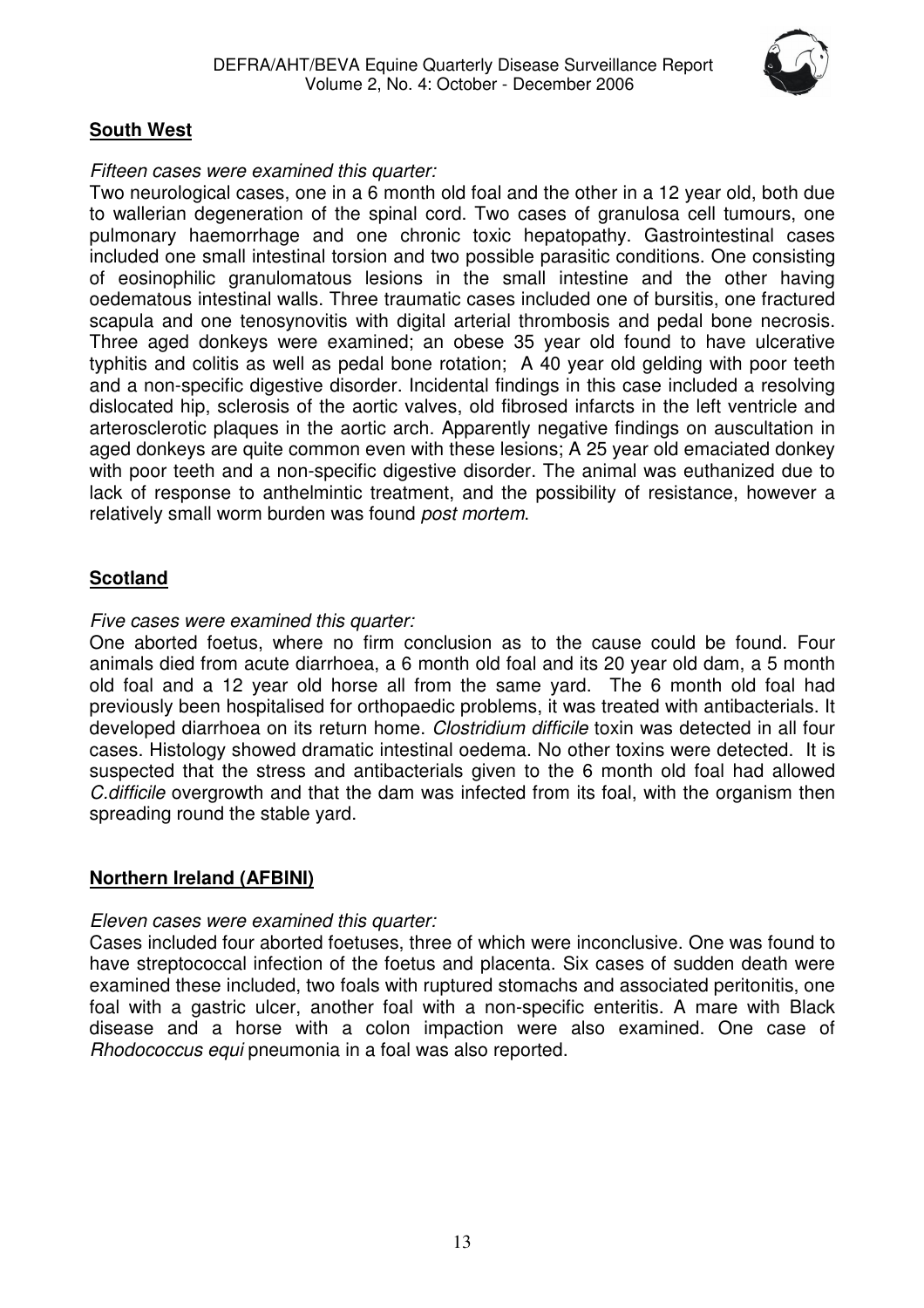## **South West**

*Fifteen cases were examined this quarter:*

Two neurological cases, one in a 6 month old foal and the other in a 12 year old, both due to wallerian degeneration of the spinal cord. Two cases of granulosa cell tumours, one pulmonary haemorrhage and one chronic toxic hepatopathy. Gastrointestinal cases included one small intestinal torsion and two possible parasitic conditions. One consisting of eosinophilic granulomatous lesions in the small intestine and the other having oedematous intestinal walls. Three traumatic cases included one of bursitis, one fractured scapula and one tenosynovitis with digital arterial thrombosis and pedal bone necrosis. Three aged donkeys were examined; an obese 35 year old found to have ulcerative typhitis and colitis as well as pedal bone rotation; A 40 year old gelding with poor teeth and a non-specific digestive disorder. Incidental findings in this case included a resolving dislocated hip, sclerosis of the aortic valves, old fibrosed infarcts in the left ventricle and arterosclerotic plaques in the aortic arch. Apparently negative findings on auscultation in aged donkeys are quite common even with these lesions; A 25 year old emaciated donkey with poor teeth and a non-specific digestive disorder. The animal was euthanized due to lack of response to anthelmintic treatment, and the possibility of resistance, however a relatively small worm burden was found *post mortem*.

## **Scotland**

*Five cases were examined this quarter:*

One aborted foetus, where no firm conclusion as to the cause could be found. Four animals died from acute diarrhoea, a 6 month old foal and its 20 year old dam, a 5 month old foal and a 12 year old horse all from the same yard. The 6 month old foal had previously been hospitalised for orthopaedic problems, it was treated with antibacterials. It developed diarrhoea on its return home. *Clostridium difficile* toxin was detected in all four cases. Histology showed dramatic intestinal oedema. No other toxins were detected. It is suspected that the stress and antibacterials given to the 6 month old foal had allowed *C.difficile* overgrowth and that the dam was infected from its foal, with the organism then spreading round the stable yard.

## **Northern Ireland (AFBINI)**

*Eleven cases were examined this quarter:*

Cases included four aborted foetuses, three of which were inconclusive. One was found to have streptococcal infection of the foetus and placenta. Six cases of sudden death were examined these included, two foals with ruptured stomachs and associated peritonitis, one foal with a gastric ulcer, another foal with a non-specific enteritis. A mare with Black disease and a horse with a colon impaction were also examined. One case of *Rhodococcus equi* pneumonia in a foal was also reported.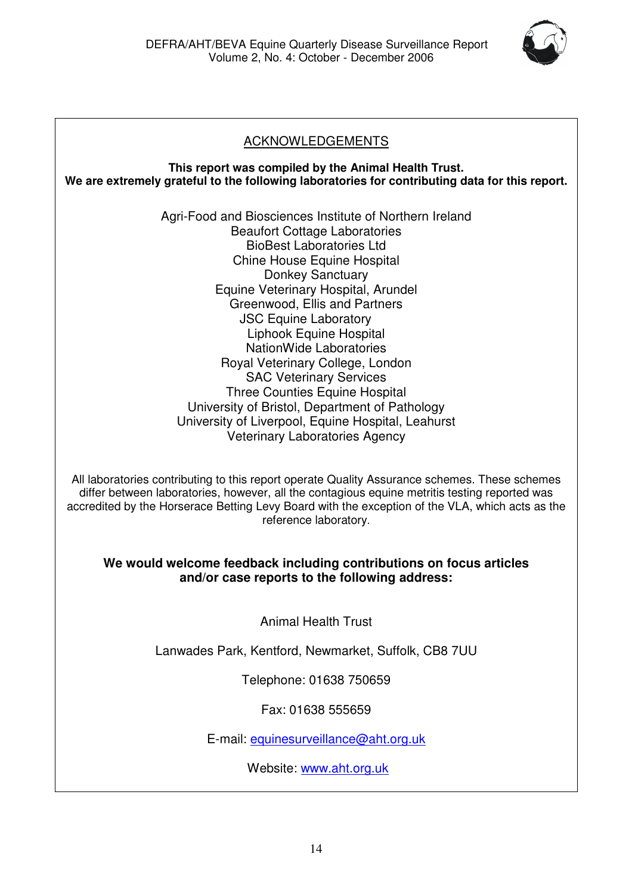## ACKNOWLEDGEMENTS

**This report was compiled by the Animal Health Trust.**
**We are extremely grateful to the following laboratories for contributing data for this report.**

Agri-Food and Biosciences Institute of Northern Ireland
Beaufort Cottage Laboratories
BioBest Laboratories Ltd
Chine House Equine Hospital
Donkey Sanctuary
Equine Veterinary Hospital, Arundel
Greenwood, Ellis and Partners
JSC Equine Laboratory
Liphook Equine Hospital
NationWide Laboratories
Royal Veterinary College, London
SAC Veterinary Services
Three Counties Equine Hospital
University of Bristol, Department of Pathology
University of Liverpool, Equine Hospital, Leahurst
Veterinary Laboratories Agency

All laboratories contributing to this report operate Quality Assurance schemes. These schemes differ between laboratories, however, all the contagious equine metritis testing reported was accredited by the Horserace Betting Levy Board with the exception of the VLA, which acts as the reference laboratory.

**We would welcome feedback including contributions on focus articles and/or case reports to the following address:**

Animal Health Trust

Lanwades Park, Kentford, Newmarket, Suffolk, CB8 7UU

Telephone: 01638 750659

Fax: 01638 555659

E-mail: equinesurveillance@aht.org.uk

Website: www.aht.org.uk